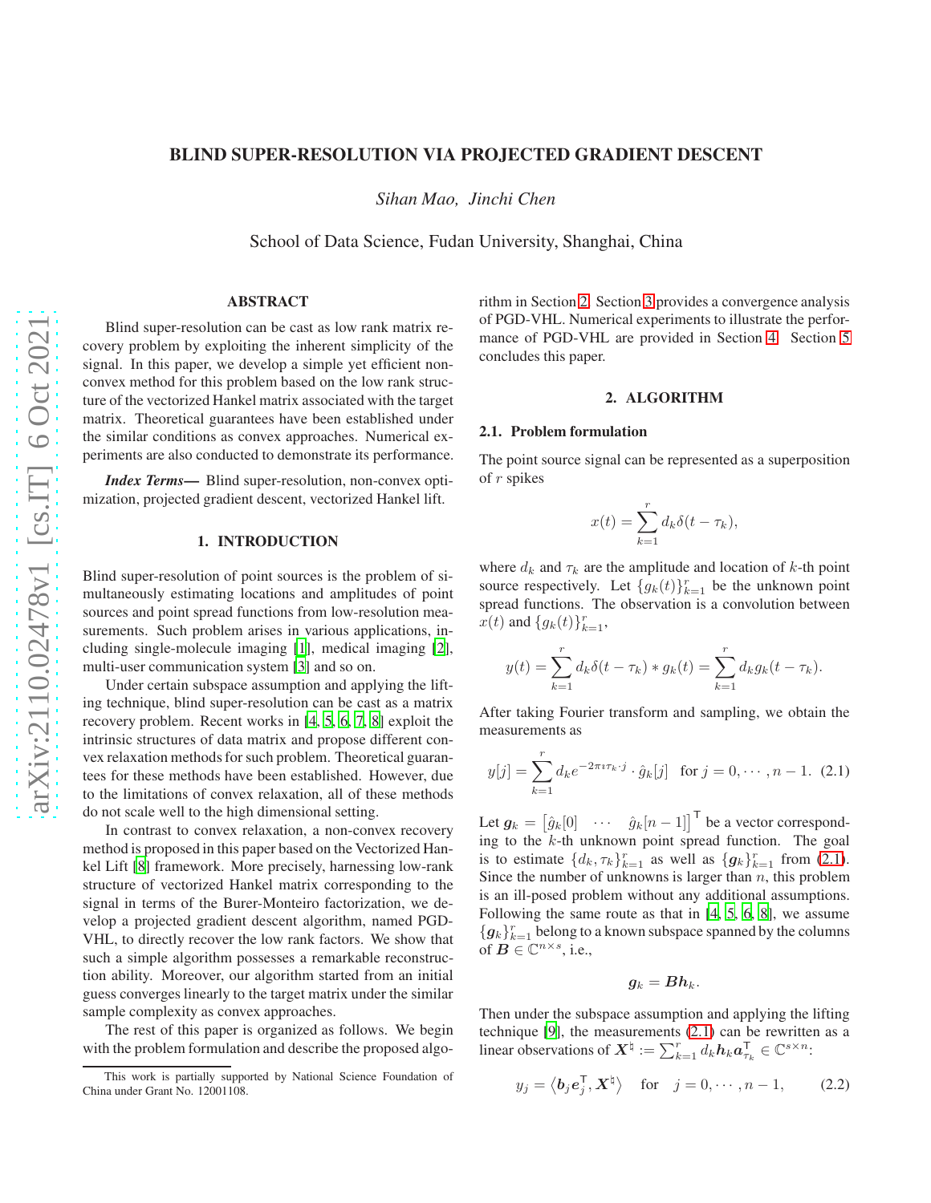# BLIND SUPER-RESOLUTION VIA PROJECTED GRADIENT DESCENT

*Sihan Mao, Jinchi Chen*

School of Data Science, Fudan University, Shanghai, China

## ABSTRACT

Blind super-resolution can be cast as low rank matrix recovery problem by exploiting the inherent simplicity of the signal. In this paper, we develop a simple yet efficient non-convex method for this problem based on the low rank structure of the vectorized Hankel matrix associated with the target matrix. Theoretical guarantees have been established under the similar conditions as convex approaches. Numerical experiments are also conducted to demonstrate its performance.

***Index Terms*—** Blind super-resolution, non-convex optimization, projected gradient descent, vectorized Hankel lift.

## 1. INTRODUCTION

Blind super-resolution of point sources is the problem of simultaneously estimating locations and amplitudes of point sources and point spread functions from low-resolution measurements. Such problem arises in various applications, including single-molecule imaging [1], medical imaging [2], multi-user communication system [3] and so on.

Under certain subspace assumption and applying the lifting technique, blind super-resolution can be cast as a matrix recovery problem. Recent works in [4, 5, 6, 7, 8] exploit the intrinsic structures of data matrix and propose different convex relaxation methods for such problem. Theoretical guarantees for these methods have been established. However, due to the limitations of convex relaxation, all of these methods do not scale well to the high dimensional setting.

In contrast to convex relaxation, a non-convex recovery method is proposed in this paper based on the Vectorized Hankel Lift [8] framework. More precisely, harnessing low-rank structure of vectorized Hankel matrix corresponding to the signal in terms of the Burer-Monteiro factorization, we develop a projected gradient descent algorithm, named PGD-VHL, to directly recover the low rank factors. We show that such a simple algorithm possesses a remarkable reconstruction ability. Moreover, our algorithm started from an initial guess converges linearly to the target matrix under the similar sample complexity as convex approaches.

The rest of this paper is organized as follows. We begin with the problem formulation and describe the proposed algorithm in Section 2. Section 3 provides a convergence analysis of PGD-VHL. Numerical experiments to illustrate the performance of PGD-VHL are provided in Section 4. Section 5 concludes this paper.

This work is partially supported by National Science Foundation of China under Grant No. 12001108.

## 2. ALGORITHM

### 2.1. Problem formulation

The point source signal can be represented as a superposition of $r$ spikes

$$x(t) = \sum_{k=1}^{r} d_k \delta(t - \tau_k),$$

where $d_k$ and $\tau_k$ are the amplitude and location of $k$-th point source respectively. Let $\{g_k(t)\}_{k=1}^r$ be the unknown point spread functions. The observation is a convolution between $x(t)$ and $\{g_k(t)\}_{k=1}^r$,

$$y(t) = \sum_{k=1}^{r} d_k \delta(t - \tau_k) * g_k(t) = \sum_{k=1}^{r} d_k g_k(t - \tau_k).$$

After taking Fourier transform and sampling, we obtain the measurements as

$$y[j] = \sum_{k=1}^{r} d_k e^{-2\pi\imath\tau_k \cdot j} \cdot \hat{g}_k[j] \quad \text{for } j = 0, \cdots, n-1. \tag{2.1}$$

Let $\boldsymbol{g}_k = \begin{bmatrix} \hat{g}_k[0] & \cdots & \hat{g}_k[n-1] \end{bmatrix}^\mathsf{T}$ be a vector corresponding to the $k$-th unknown point spread function. The goal is to estimate $\{d_k, \tau_k\}_{k=1}^r$ as well as $\{\boldsymbol{g}_k\}_{k=1}^r$ from (2.1). Since the number of unknowns is larger than $n$, this problem is an ill-posed problem without any additional assumptions. Following the same route as that in [4, 5, 6, 8], we assume $\{\boldsymbol{g}_k\}_{k=1}^r$ belong to a known subspace spanned by the columns of $\boldsymbol{B} \in \mathbb{C}^{n \times s}$, i.e.,

$$\boldsymbol{g}_k = \boldsymbol{B}\boldsymbol{h}_k.$$

Then under the subspace assumption and applying the lifting technique [9], the measurements (2.1) can be rewritten as a linear observations of $\boldsymbol{X}^\natural := \sum_{k=1}^r d_k \boldsymbol{h}_k \boldsymbol{a}_{\tau_k}^\mathsf{T} \in \mathbb{C}^{s \times n}$:

$$y_j = \left\langle \boldsymbol{b}_j \boldsymbol{e}_j^\mathsf{T}, \boldsymbol{X}^\natural \right\rangle \quad \text{for} \quad j = 0, \cdots, n-1, \tag{2.2}$$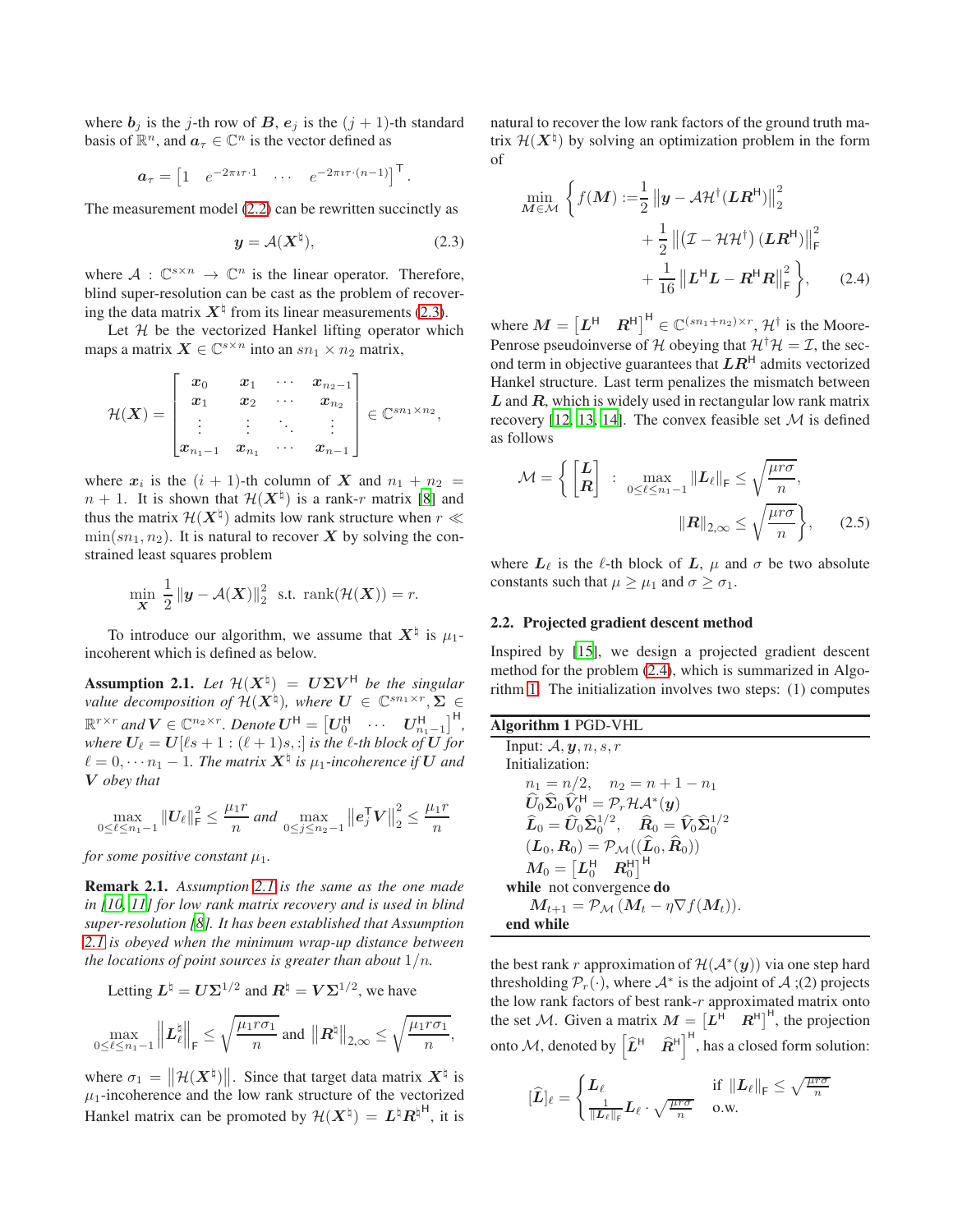where $\boldsymbol{b}_j$ is the $j$-th row of $\boldsymbol{B}$, $\boldsymbol{e}_j$ is the $(j+1)$-th standard basis of $\mathbb{R}^n$, and $\boldsymbol{a}_\tau \in \mathbb{C}^n$ is the vector defined as

$$\boldsymbol{a}_\tau = \begin{bmatrix} 1 & e^{-2\pi\imath\tau\cdot 1} & \cdots & e^{-2\pi\imath\tau\cdot(n-1)} \end{bmatrix}^\mathsf{T}.$$

The measurement model (2.2) can be rewritten succinctly as

$$\boldsymbol{y} = \mathcal{A}(\boldsymbol{X}^\natural), \tag{2.3}$$

where $\mathcal{A} : \mathbb{C}^{s\times n} \to \mathbb{C}^n$ is the linear operator. Therefore, blind super-resolution can be cast as the problem of recovering the data matrix $\boldsymbol{X}^\natural$ from its linear measurements (2.3).

Let $\mathcal{H}$ be the vectorized Hankel lifting operator which maps a matrix $\boldsymbol{X} \in \mathbb{C}^{s\times n}$ into an $sn_1 \times n_2$ matrix,

$$\mathcal{H}(\boldsymbol{X}) = \begin{bmatrix} \boldsymbol{x}_0 & \boldsymbol{x}_1 & \cdots & \boldsymbol{x}_{n_2-1} \\ \boldsymbol{x}_1 & \boldsymbol{x}_2 & \cdots & \boldsymbol{x}_{n_2} \\ \vdots & \vdots & \ddots & \vdots \\ \boldsymbol{x}_{n_1-1} & \boldsymbol{x}_{n_1} & \cdots & \boldsymbol{x}_{n-1} \end{bmatrix} \in \mathbb{C}^{sn_1\times n_2},$$

where $\boldsymbol{x}_i$ is the $(i+1)$-th column of $\boldsymbol{X}$ and $n_1 + n_2 = n+1$. It is shown that $\mathcal{H}(\boldsymbol{X}^\natural)$ is a rank-$r$ matrix [8] and thus the matrix $\mathcal{H}(\boldsymbol{X}^\natural)$ admits low rank structure when $r \ll \min(sn_1, n_2)$. It is natural to recover $\boldsymbol{X}$ by solving the constrained least squares problem

$$\min_{\boldsymbol{X}} \ \frac{1}{2}\left\|\boldsymbol{y} - \mathcal{A}(\boldsymbol{X})\right\|_2^2 \ \text{ s.t. } \operatorname{rank}(\mathcal{H}(\boldsymbol{X})) = r.$$

To introduce our algorithm, we assume that $\boldsymbol{X}^\natural$ is $\mu_1$-incoherent which is defined as below.

**Assumption 2.1.** *Let $\mathcal{H}(\boldsymbol{X}^\natural) = \boldsymbol{U}\boldsymbol{\Sigma}\boldsymbol{V}^\mathsf{H}$ be the singular value decomposition of $\mathcal{H}(\boldsymbol{X}^\natural)$, where $\boldsymbol{U} \in \mathbb{C}^{sn_1\times r}, \boldsymbol{\Sigma} \in \mathbb{R}^{r\times r}$ and $\boldsymbol{V} \in \mathbb{C}^{n_2\times r}$. Denote $\boldsymbol{U}^\mathsf{H} = \begin{bmatrix}\boldsymbol{U}_0^\mathsf{H} & \cdots & \boldsymbol{U}_{n_1-1}^\mathsf{H}\end{bmatrix}^\mathsf{H}$, where $\boldsymbol{U}_\ell = \boldsymbol{U}[\ell s+1 : (\ell+1)s, :]$ is the $\ell$-th block of $\boldsymbol{U}$ for $\ell = 0, \cdots n_1 - 1$. The matrix $\boldsymbol{X}^\natural$ is $\mu_1$-incoherence if $\boldsymbol{U}$ and $\boldsymbol{V}$ obey that*

$$\max_{0\le\ell\le n_1-1} \|\boldsymbol{U}_\ell\|_\mathsf{F}^2 \le \frac{\mu_1 r}{n} \text{ and } \max_{0\le j\le n_2-1} \left\|\boldsymbol{e}_j^\mathsf{T}\boldsymbol{V}\right\|_2^2 \le \frac{\mu_1 r}{n}$$

*for some positive constant $\mu_1$.*

**Remark 2.1.** *Assumption 2.1 is the same as the one made in [10, 11] for low rank matrix recovery and is used in blind super-resolution [8]. It has been established that Assumption 2.1 is obeyed when the minimum wrap-up distance between the locations of point sources is greater than about $1/n$.*

Letting $\boldsymbol{L}^\natural = \boldsymbol{U}\boldsymbol{\Sigma}^{1/2}$ and $\boldsymbol{R}^\natural = \boldsymbol{V}\boldsymbol{\Sigma}^{1/2}$, we have

$$\max_{0\le\ell\le n_1-1} \left\|\boldsymbol{L}_\ell^\natural\right\|_\mathsf{F} \le \sqrt{\frac{\mu_1 r\sigma_1}{n}} \text{ and } \left\|\boldsymbol{R}^\natural\right\|_{2,\infty} \le \sqrt{\frac{\mu_1 r\sigma_1}{n}},$$

where $\sigma_1 = \left\|\mathcal{H}(\boldsymbol{X}^\natural)\right\|$. Since that target data matrix $\boldsymbol{X}^\natural$ is $\mu_1$-incoherence and the low rank structure of the vectorized Hankel matrix can be promoted by $\mathcal{H}(\boldsymbol{X}^\natural) = \boldsymbol{L}^\natural\boldsymbol{R}^{\natural\mathsf{H}}$, it is natural to recover the low rank factors of the ground truth matrix $\mathcal{H}(\boldsymbol{X}^\natural)$ by solving an optimization problem in the form of

$$\begin{aligned}\min_{\boldsymbol{M}\in\mathcal{M}} \Big\{ f(\boldsymbol{M}) :=& \frac{1}{2}\left\|\boldsymbol{y} - \mathcal{A}\mathcal{H}^\dagger(\boldsymbol{L}\boldsymbol{R}^\mathsf{H})\right\|_2^2 \\ &+ \frac{1}{2}\left\|\left(\mathcal{I} - \mathcal{H}\mathcal{H}^\dagger\right)(\boldsymbol{L}\boldsymbol{R}^\mathsf{H})\right\|_\mathsf{F}^2 \\ &+ \frac{1}{16}\left\|\boldsymbol{L}^\mathsf{H}\boldsymbol{L} - \boldsymbol{R}^\mathsf{H}\boldsymbol{R}\right\|_\mathsf{F}^2 \Big\},\end{aligned} \tag{2.4}$$

where $\boldsymbol{M} = \begin{bmatrix}\boldsymbol{L}^\mathsf{H} & \boldsymbol{R}^\mathsf{H}\end{bmatrix}^\mathsf{H} \in \mathbb{C}^{(sn_1+n_2)\times r}$, $\mathcal{H}^\dagger$ is the Moore-Penrose pseudoinverse of $\mathcal{H}$ obeying that $\mathcal{H}^\dagger\mathcal{H} = \mathcal{I}$, the second term in objective guarantees that $\boldsymbol{L}\boldsymbol{R}^\mathsf{H}$ admits vectorized Hankel structure. Last term penalizes the mismatch between $\boldsymbol{L}$ and $\boldsymbol{R}$, which is widely used in rectangular low rank matrix recovery [12, 13, 14]. The convex feasible set $\mathcal{M}$ is defined as follows

$$\mathcal{M} = \left\{ \begin{bmatrix}\boldsymbol{L} \\ \boldsymbol{R}\end{bmatrix} \ : \ \max_{0\le\ell\le n_1-1}\|\boldsymbol{L}_\ell\|_\mathsf{F} \le \sqrt{\frac{\mu r\sigma}{n}}, \ \|\boldsymbol{R}\|_{2,\infty} \le \sqrt{\frac{\mu r\sigma}{n}} \right\}, \tag{2.5}$$

where $\boldsymbol{L}_\ell$ is the $\ell$-th block of $\boldsymbol{L}$, $\mu$ and $\sigma$ be two absolute constants such that $\mu \ge \mu_1$ and $\sigma \ge \sigma_1$.

### 2.2. Projected gradient descent method

Inspired by [15], we design a projected gradient descent method for the problem (2.4), which is summarized in Algorithm 1. The initialization involves two steps: (1) computes the best rank $r$ approximation of $\mathcal{H}(\mathcal{A}^*(\boldsymbol{y}))$ via one step hard thresholding $\mathcal{P}_r(\cdot)$, where $\mathcal{A}^*$ is the adjoint of $\mathcal{A}$ ;(2) projects the low rank factors of best rank-$r$ approximated matrix onto the set $\mathcal{M}$. Given a matrix $\boldsymbol{M} = \begin{bmatrix}\boldsymbol{L}^\mathsf{H} & \boldsymbol{R}^\mathsf{H}\end{bmatrix}^\mathsf{H}$, the projection onto $\mathcal{M}$, denoted by $\begin{bmatrix}\widehat{\boldsymbol{L}}^\mathsf{H} & \widehat{\boldsymbol{R}}^\mathsf{H}\end{bmatrix}^\mathsf{H}$, has a closed form solution:

$$[\widehat{\boldsymbol{L}}]_\ell = \begin{cases} \boldsymbol{L}_\ell & \text{if } \|\boldsymbol{L}_\ell\|_\mathsf{F} \le \sqrt{\frac{\mu r\sigma}{n}} \\ \frac{1}{\|\boldsymbol{L}_\ell\|_\mathsf{F}}\boldsymbol{L}_\ell \cdot \sqrt{\frac{\mu r\sigma}{n}} & \text{o.w.}\end{cases}$$

**Algorithm 1** PGD-VHL

```
Input: A, y, n, s, r
Initialization:
    n_1 = n/2,  n_2 = n + 1 - n_1
    Û_0 Σ̂_0 V̂_0^H = P_r H A*(y)
    L̂_0 = Û_0 Σ̂_0^{1/2},  R̂_0 = V̂_0 Σ̂_0^{1/2}
    (L_0, R_0) = P_M((L̂_0, R̂_0))
    M_0 = [L_0^H  R_0^H]^H
while not convergence do
    M_{t+1} = P_M (M_t − η∇f(M_t)).
end while
```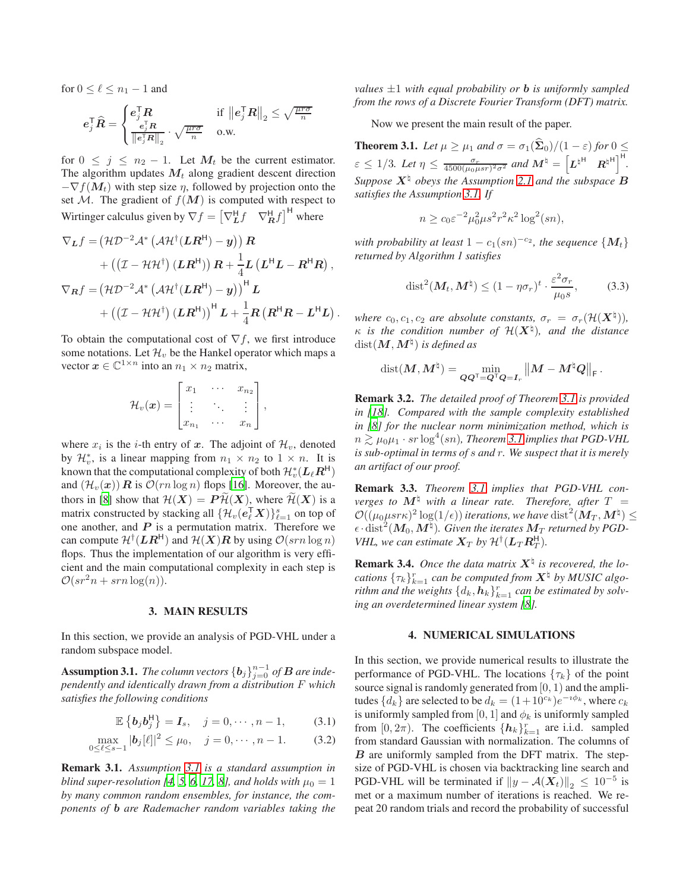for $0 \le \ell \le n_1 - 1$ and

$$
\boldsymbol{e}_j^\mathsf{T} \widehat{\boldsymbol{R}} = \begin{cases} \boldsymbol{e}_j^\mathsf{T} \boldsymbol{R} & \text{if } \left\| \boldsymbol{e}_j^\mathsf{T} \boldsymbol{R} \right\|_2 \le \sqrt{\frac{\mu r \sigma}{n}} \\ \frac{\boldsymbol{e}_j^\mathsf{T} \boldsymbol{R}}{\left\| \boldsymbol{e}_j^\mathsf{T} \boldsymbol{R} \right\|_2} \cdot \sqrt{\frac{\mu r \sigma}{n}} & \text{o.w.} \end{cases}
$$

for $0 \le j \le n_2 - 1$. Let $\boldsymbol{M}_t$ be the current estimator. The algorithm updates $\boldsymbol{M}_t$ along gradient descent direction $-\nabla f(\boldsymbol{M}_t)$ with step size $\eta$, followed by projection onto the set $\mathcal{M}$. The gradient of $f(\boldsymbol{M})$ is computed with respect to Wirtinger calculus given by $\nabla f = \begin{bmatrix} \nabla_{\boldsymbol{L}}^\mathsf{H} f & \nabla_{\boldsymbol{R}}^\mathsf{H} f \end{bmatrix}^\mathsf{H}$ where

$$
\begin{aligned}
\nabla_{\boldsymbol{L}} f =& \left( \mathcal{H}\mathcal{D}^{-2}\mathcal{A}^* \left( \mathcal{A}\mathcal{H}^\dagger (\boldsymbol{L}\boldsymbol{R}^\mathsf{H}) - \boldsymbol{y} \right) \right) \boldsymbol{R} \\
&+ \left( \left( \mathcal{I} - \mathcal{H}\mathcal{H}^\dagger \right) (\boldsymbol{L}\boldsymbol{R}^\mathsf{H}) \right) \boldsymbol{R} + \frac{1}{4} \boldsymbol{L} \left( \boldsymbol{L}^\mathsf{H}\boldsymbol{L} - \boldsymbol{R}^\mathsf{H}\boldsymbol{R} \right), \\
\nabla_{\boldsymbol{R}} f =& \left( \mathcal{H}\mathcal{D}^{-2}\mathcal{A}^* \left( \mathcal{A}\mathcal{H}^\dagger (\boldsymbol{L}\boldsymbol{R}^\mathsf{H}) - \boldsymbol{y} \right) \right)^\mathsf{H} \boldsymbol{L} \\
&+ \left( \left( \mathcal{I} - \mathcal{H}\mathcal{H}^\dagger \right) (\boldsymbol{L}\boldsymbol{R}^\mathsf{H}) \right)^\mathsf{H} \boldsymbol{L} + \frac{1}{4} \boldsymbol{R} \left( \boldsymbol{R}^\mathsf{H}\boldsymbol{R} - \boldsymbol{L}^\mathsf{H}\boldsymbol{L} \right).
\end{aligned}
$$

To obtain the computational cost of $\nabla f$, we first introduce some notations. Let $\mathcal{H}_v$ be the Hankel operator which maps a vector $\boldsymbol{x} \in \mathbb{C}^{1 \times n}$ into an $n_1 \times n_2$ matrix,

$$
\mathcal{H}_v(\boldsymbol{x}) = \begin{bmatrix} x_1 & \cdots & x_{n_2} \\ \vdots & \ddots & \vdots \\ x_{n_1} & \cdots & x_n \end{bmatrix},
$$

where $x_i$ is the $i$-th entry of $\boldsymbol{x}$. The adjoint of $\mathcal{H}_v$, denoted by $\mathcal{H}_v^*$, is a linear mapping from $n_1 \times n_2$ to $1 \times n$. It is known that the computational complexity of both $\mathcal{H}_v^*(\boldsymbol{L}_\ell \boldsymbol{R}^\mathsf{H})$ and $(\mathcal{H}_v(\boldsymbol{x}))\,\boldsymbol{R}$ is $\mathcal{O}(rn \log n)$ flops [16]. Moreover, the authors in [8] show that $\mathcal{H}(\boldsymbol{X}) = \boldsymbol{P}\widetilde{\mathcal{H}}(\boldsymbol{X})$, where $\widetilde{\mathcal{H}}(\boldsymbol{X})$ is a matrix constructed by stacking all $\{\mathcal{H}_v(\boldsymbol{e}_\ell^\mathsf{T}\boldsymbol{X})\}_{\ell=1}^s$ on top of one another, and $\boldsymbol{P}$ is a permutation matrix. Therefore we can compute $\mathcal{H}^\dagger(\boldsymbol{L}\boldsymbol{R}^\mathsf{H})$ and $\mathcal{H}(\boldsymbol{X})\boldsymbol{R}$ by using $\mathcal{O}(srn \log n)$ flops. Thus the implementation of our algorithm is very efficient and the main computational complexity in each step is $\mathcal{O}(sr^2 n + srn \log(n))$.

## 3. MAIN RESULTS

In this section, we provide an analysis of PGD-VHL under a random subspace model.

**Assumption 3.1.** *The column vectors $\{\boldsymbol{b}_j\}_{j=0}^{n-1}$ of $\boldsymbol{B}$ are independently and identically drawn from a distribution $F$ which satisfies the following conditions*

$$
\mathbb{E}\left\{ \boldsymbol{b}_j \boldsymbol{b}_j^\mathsf{H} \right\} = \boldsymbol{I}_s, \quad j = 0, \cdots, n-1, \tag{3.1}
$$

$$
\max_{0 \le \ell \le s-1} |\boldsymbol{b}_j[\ell]|^2 \le \mu_0, \quad j = 0, \cdots, n-1. \tag{3.2}
$$

**Remark 3.1.** *Assumption 3.1 is a standard assumption in blind super-resolution [4, 5, 6, 17, 8], and holds with $\mu_0 = 1$ by many common random ensembles, for instance, the components of $\boldsymbol{b}$ are Rademacher random variables taking the values $\pm 1$ with equal probability or $\boldsymbol{b}$ is uniformly sampled from the rows of a Discrete Fourier Transform (DFT) matrix.*

Now we present the main result of the paper.

**Theorem 3.1.** *Let $\mu \ge \mu_1$ and $\sigma = \sigma_1(\widehat{\boldsymbol{\Sigma}}_0)/(1-\varepsilon)$ for $0 \le \varepsilon \le 1/3$. Let $\eta \le \frac{\sigma_r}{4500(\mu_0 \mu s r)^2 \sigma^2}$ and $\boldsymbol{M}^\natural = \begin{bmatrix} \boldsymbol{L}^{\natural \mathsf{H}} & \boldsymbol{R}^{\natural \mathsf{H}} \end{bmatrix}^\mathsf{H}$. Suppose $\boldsymbol{X}^\natural$ obeys the Assumption 2.1 and the subspace $\boldsymbol{B}$ satisfies the Assumption 3.1. If*

$$
n \ge c_0 \varepsilon^{-2} \mu_0^2 \mu s^2 r^2 \kappa^2 \log^2(sn),
$$

*with probability at least $1 - c_1(sn)^{-c_2}$, the sequence $\{\boldsymbol{M}_t\}$ returned by Algorithm 1 satisfies*

$$
\operatorname{dist}^2(\boldsymbol{M}_t, \boldsymbol{M}^\natural) \le (1 - \eta\sigma_r)^t \cdot \frac{\varepsilon^2 \sigma_r}{\mu_0 s}, \tag{3.3}
$$

*where $c_0, c_1, c_2$ are absolute constants, $\sigma_r = \sigma_r(\mathcal{H}(\boldsymbol{X}^\natural))$, $\kappa$ is the condition number of $\mathcal{H}(\boldsymbol{X}^\natural)$, and the distance $\operatorname{dist}(\boldsymbol{M}, \boldsymbol{M}^\natural)$ is defined as*

$$
\operatorname{dist}(\boldsymbol{M}, \boldsymbol{M}^\natural) = \min_{\boldsymbol{Q}\boldsymbol{Q}^\mathsf{T} = \boldsymbol{Q}^\mathsf{T}\boldsymbol{Q} = \boldsymbol{I}_r} \left\| \boldsymbol{M} - \boldsymbol{M}^\natural \boldsymbol{Q} \right\|_\mathsf{F}.
$$

**Remark 3.2.** *The detailed proof of Theorem 3.1 is provided in [18]. Compared with the sample complexity established in [8] for the nuclear norm minimization method, which is $n \gtrsim \mu_0 \mu_1 \cdot sr \log^4(sn)$, Theorem 3.1 implies that PGD-VHL is sub-optimal in terms of $s$ and $r$. We suspect that it is merely an artifact of our proof.*

**Remark 3.3.** *Theorem 3.1 implies that PGD-VHL converges to $\boldsymbol{M}^\natural$ with a linear rate. Therefore, after $T = \mathcal{O}((\mu_0 \mu s r \kappa)^2 \log(1/\epsilon))$ iterations, we have $\operatorname{dist}^2(\boldsymbol{M}_T, \boldsymbol{M}^\natural) \le \epsilon \cdot \operatorname{dist}^2(\boldsymbol{M}_0, \boldsymbol{M}^\natural)$. Given the iterates $\boldsymbol{M}_T$ returned by PGD-VHL, we can estimate $\boldsymbol{X}_T$ by $\mathcal{H}^\dagger(\boldsymbol{L}_T \boldsymbol{R}_T^\mathsf{H})$.*

**Remark 3.4.** *Once the data matrix $\boldsymbol{X}^\natural$ is recovered, the locations $\{\tau_k\}_{k=1}^r$ can be computed from $\boldsymbol{X}^\natural$ by MUSIC algorithm and the weights $\{d_k, \boldsymbol{h}_k\}_{k=1}^r$ can be estimated by solving an overdetermined linear system [8].*

## 4. NUMERICAL SIMULATIONS

In this section, we provide numerical results to illustrate the performance of PGD-VHL. The locations $\{\tau_k\}$ of the point source signal is randomly generated from $[0, 1)$ and the amplitudes $\{d_k\}$ are selected to be $d_k = (1 + 10^{c_k})e^{-\imath\phi_k}$, where $c_k$ is uniformly sampled from $[0, 1]$ and $\phi_k$ is uniformly sampled from $[0, 2\pi)$. The coefficients $\{\boldsymbol{h}_k\}_{k=1}^r$ are i.i.d. sampled from standard Gaussian with normalization. The columns of $\boldsymbol{B}$ are uniformly sampled from the DFT matrix. The stepsize of PGD-VHL is chosen via backtracking line search and PGD-VHL will be terminated if $\left\| y - \mathcal{A}(\boldsymbol{X}_t) \right\|_2 \le 10^{-5}$ is met or a maximum number of iterations is reached. We repeat 20 random trials and record the probability of successful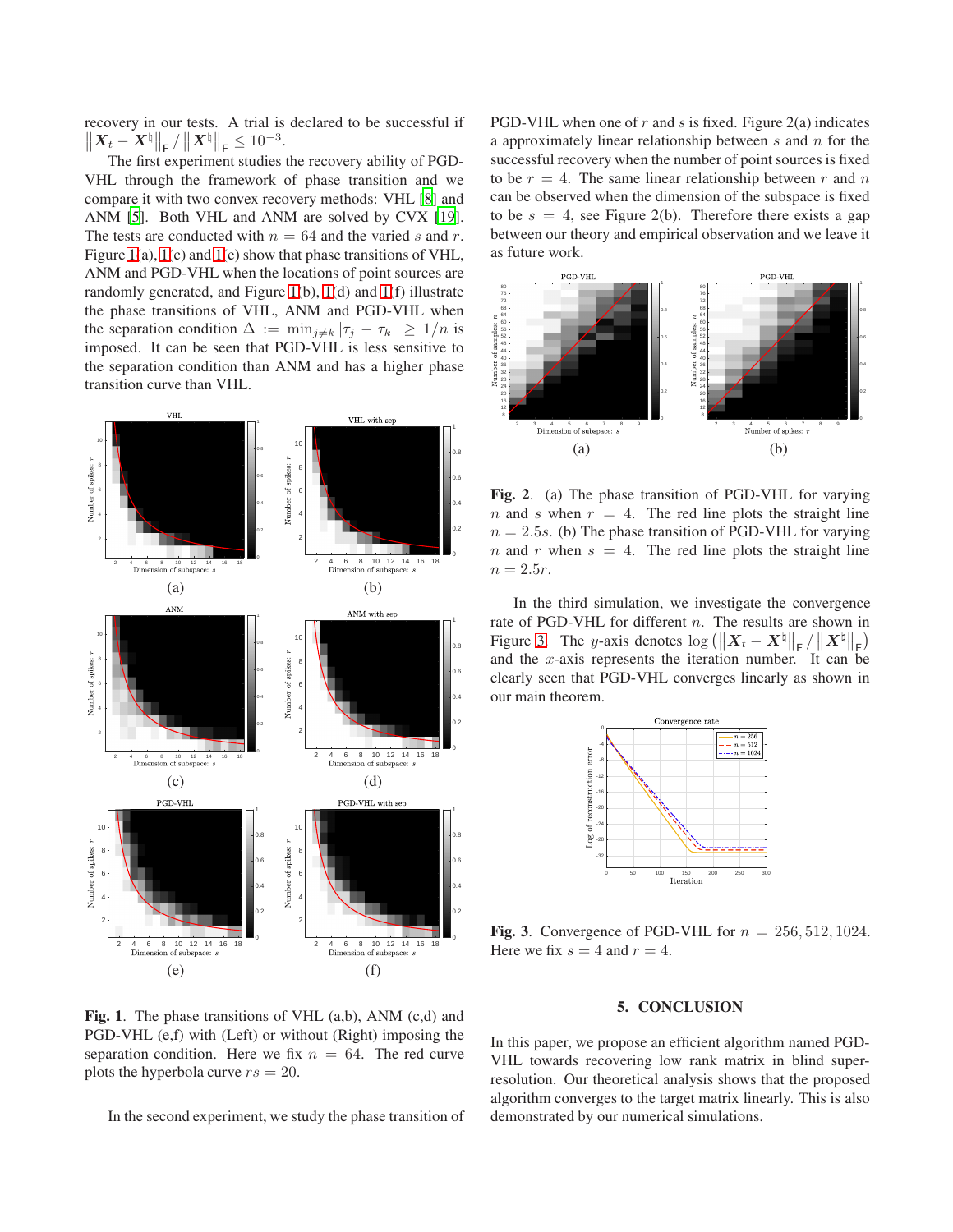recovery in our tests. A trial is declared to be successful if $\left\|\boldsymbol{X}_t - \boldsymbol{X}^\natural\right\|_\mathsf{F} / \left\|\boldsymbol{X}^\natural\right\|_\mathsf{F} \leq 10^{-3}$.

The first experiment studies the recovery ability of PGD-VHL through the framework of phase transition and we compare it with two convex recovery methods: VHL [8] and ANM [5]. Both VHL and ANM are solved by CVX [19]. The tests are conducted with $n = 64$ and the varied $s$ and $r$. Figure 1(a), 1(c) and 1(e) show that phase transitions of VHL, ANM and PGD-VHL when the locations of point sources are randomly generated, and Figure 1(b), 1(d) and 1(f) illustrate the phase transitions of VHL, ANM and PGD-VHL when the separation condition $\Delta := \min_{j \neq k} |\tau_j - \tau_k| \geq 1/n$ is imposed. It can be seen that PGD-VHL is less sensitive to the separation condition than ANM and has a higher phase transition curve than VHL.

**Fig. 1**. The phase transitions of VHL (a,b), ANM (c,d) and PGD-VHL (e,f) with (Left) or without (Right) imposing the separation condition. Here we fix $n = 64$. The red curve plots the hyperbola curve $rs = 20$.

In the second experiment, we study the phase transition of PGD-VHL when one of $r$ and $s$ is fixed. Figure 2(a) indicates a approximately linear relationship between $s$ and $n$ for the successful recovery when the number of point sources is fixed to be $r = 4$. The same linear relationship between $r$ and $n$ can be observed when the dimension of the subspace is fixed to be $s = 4$, see Figure 2(b). Therefore there exists a gap between our theory and empirical observation and we leave it as future work.

**Fig. 2**. (a) The phase transition of PGD-VHL for varying $n$ and $s$ when $r = 4$. The red line plots the straight line $n = 2.5s$. (b) The phase transition of PGD-VHL for varying $n$ and $r$ when $s = 4$. The red line plots the straight line $n = 2.5r$.

In the third simulation, we investigate the convergence rate of PGD-VHL for different $n$. The results are shown in Figure 3. The $y$-axis denotes $\log\left(\left\|\boldsymbol{X}_t - \boldsymbol{X}^\natural\right\|_\mathsf{F} / \left\|\boldsymbol{X}^\natural\right\|_\mathsf{F}\right)$ and the $x$-axis represents the iteration number. It can be clearly seen that PGD-VHL converges linearly as shown in our main theorem.

**Fig. 3**. Convergence of PGD-VHL for $n = 256, 512, 1024$. Here we fix $s = 4$ and $r = 4$.

## 5. CONCLUSION

In this paper, we propose an efficient algorithm named PGD-VHL towards recovering low rank matrix in blind super-resolution. Our theoretical analysis shows that the proposed algorithm converges to the target matrix linearly. This is also demonstrated by our numerical simulations.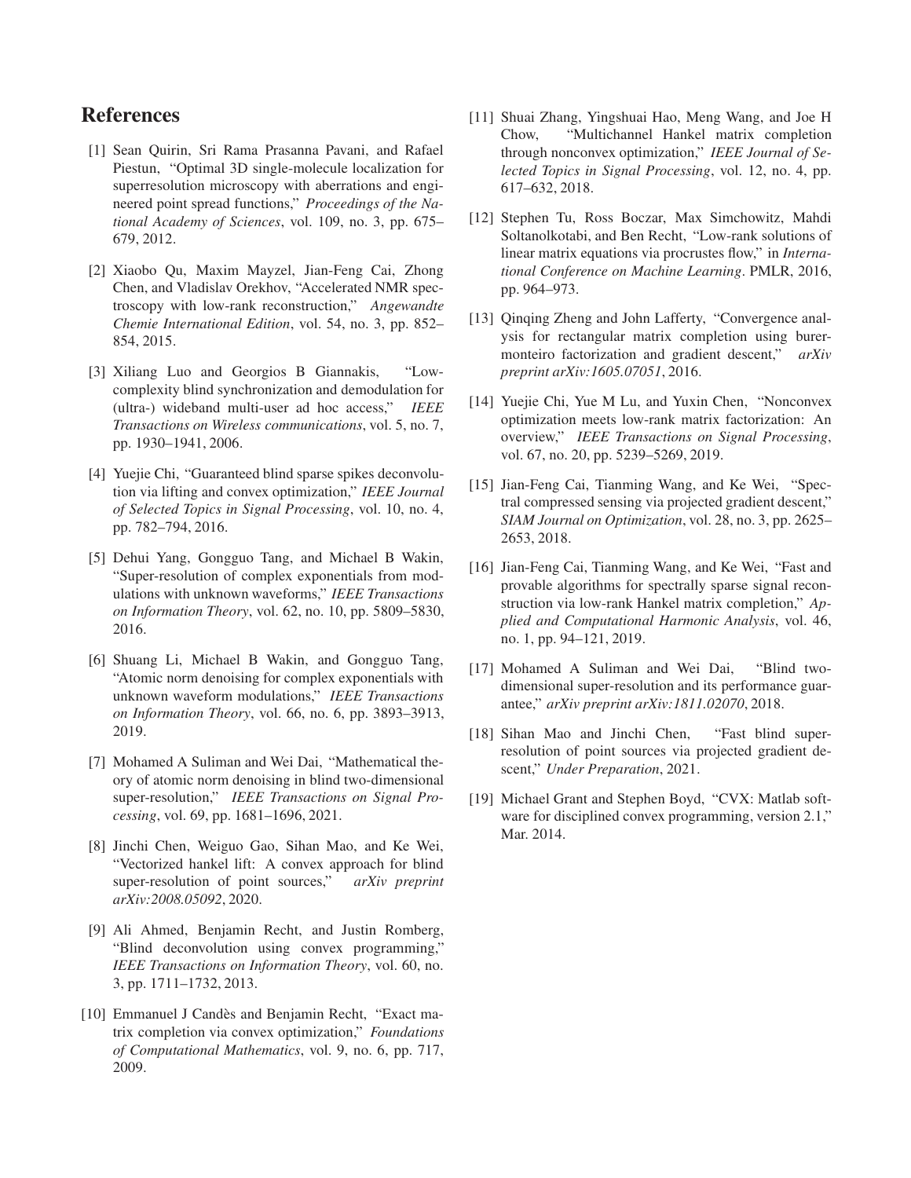## References

[1] Sean Quirin, Sri Rama Prasanna Pavani, and Rafael Piestun, "Optimal 3D single-molecule localization for superresolution microscopy with aberrations and engineered point spread functions," *Proceedings of the National Academy of Sciences*, vol. 109, no. 3, pp. 675–679, 2012.

[2] Xiaobo Qu, Maxim Mayzel, Jian-Feng Cai, Zhong Chen, and Vladislav Orekhov, "Accelerated NMR spectroscopy with low-rank reconstruction," *Angewandte Chemie International Edition*, vol. 54, no. 3, pp. 852–854, 2015.

[3] Xiliang Luo and Georgios B Giannakis, "Low-complexity blind synchronization and demodulation for (ultra-) wideband multi-user ad hoc access," *IEEE Transactions on Wireless communications*, vol. 5, no. 7, pp. 1930–1941, 2006.

[4] Yuejie Chi, "Guaranteed blind sparse spikes deconvolution via lifting and convex optimization," *IEEE Journal of Selected Topics in Signal Processing*, vol. 10, no. 4, pp. 782–794, 2016.

[5] Dehui Yang, Gongguo Tang, and Michael B Wakin, "Super-resolution of complex exponentials from modulations with unknown waveforms," *IEEE Transactions on Information Theory*, vol. 62, no. 10, pp. 5809–5830, 2016.

[6] Shuang Li, Michael B Wakin, and Gongguo Tang, "Atomic norm denoising for complex exponentials with unknown waveform modulations," *IEEE Transactions on Information Theory*, vol. 66, no. 6, pp. 3893–3913, 2019.

[7] Mohamed A Suliman and Wei Dai, "Mathematical theory of atomic norm denoising in blind two-dimensional super-resolution," *IEEE Transactions on Signal Processing*, vol. 69, pp. 1681–1696, 2021.

[8] Jinchi Chen, Weiguo Gao, Sihan Mao, and Ke Wei, "Vectorized hankel lift: A convex approach for blind super-resolution of point sources," *arXiv preprint arXiv:2008.05092*, 2020.

[9] Ali Ahmed, Benjamin Recht, and Justin Romberg, "Blind deconvolution using convex programming," *IEEE Transactions on Information Theory*, vol. 60, no. 3, pp. 1711–1732, 2013.

[10] Emmanuel J Candès and Benjamin Recht, "Exact matrix completion via convex optimization," *Foundations of Computational Mathematics*, vol. 9, no. 6, pp. 717, 2009.

[11] Shuai Zhang, Yingshuai Hao, Meng Wang, and Joe H Chow, "Multichannel Hankel matrix completion through nonconvex optimization," *IEEE Journal of Selected Topics in Signal Processing*, vol. 12, no. 4, pp. 617–632, 2018.

[12] Stephen Tu, Ross Boczar, Max Simchowitz, Mahdi Soltanolkotabi, and Ben Recht, "Low-rank solutions of linear matrix equations via procrustes flow," in *International Conference on Machine Learning*. PMLR, 2016, pp. 964–973.

[13] Qinqing Zheng and John Lafferty, "Convergence analysis for rectangular matrix completion using burer-monteiro factorization and gradient descent," *arXiv preprint arXiv:1605.07051*, 2016.

[14] Yuejie Chi, Yue M Lu, and Yuxin Chen, "Nonconvex optimization meets low-rank matrix factorization: An overview," *IEEE Transactions on Signal Processing*, vol. 67, no. 20, pp. 5239–5269, 2019.

[15] Jian-Feng Cai, Tianming Wang, and Ke Wei, "Spectral compressed sensing via projected gradient descent," *SIAM Journal on Optimization*, vol. 28, no. 3, pp. 2625–2653, 2018.

[16] Jian-Feng Cai, Tianming Wang, and Ke Wei, "Fast and provable algorithms for spectrally sparse signal reconstruction via low-rank Hankel matrix completion," *Applied and Computational Harmonic Analysis*, vol. 46, no. 1, pp. 94–121, 2019.

[17] Mohamed A Suliman and Wei Dai, "Blind two-dimensional super-resolution and its performance guarantee," *arXiv preprint arXiv:1811.02070*, 2018.

[18] Sihan Mao and Jinchi Chen, "Fast blind super-resolution of point sources via projected gradient descent," *Under Preparation*, 2021.

[19] Michael Grant and Stephen Boyd, "CVX: Matlab software for disciplined convex programming, version 2.1," Mar. 2014.